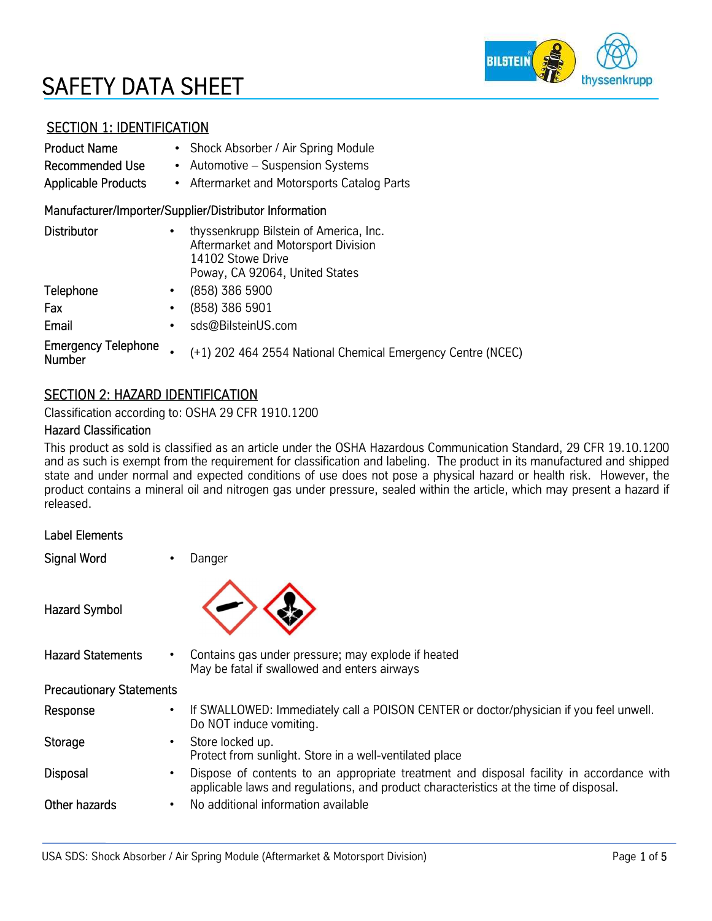# SAFETY DATA SHEET

## SECTION 1: IDENTIFICATION

| | | |
|---|---|---|
| Product Name | • | Shock Absorber / Air Spring Module |
| Recommended Use | • | Automotive – Suspension Systems |
| Applicable Products | • | Aftermarket and Motorsports Catalog Parts |

### Manufacturer/Importer/Supplier/Distributor Information

| | | |
|---|---|---|
| Distributor | • | thyssenkrupp Bilstein of America, Inc.<br>Aftermarket and Motorsport Division<br>14102 Stowe Drive<br>Poway, CA 92064, United States |
| Telephone | • | (858) 386 5900 |
| Fax | • | (858) 386 5901 |
| Email | • | sds@BilsteinUS.com |
| Emergency Telephone Number | • | (+1) 202 464 2554 National Chemical Emergency Centre (NCEC) |

## SECTION 2: HAZARD IDENTIFICATION

Classification according to: OSHA 29 CFR 1910.1200

### Hazard Classification

This product as sold is classified as an article under the OSHA Hazardous Communication Standard, 29 CFR 19.10.1200 and as such is exempt from the requirement for classification and labeling. The product in its manufactured and shipped state and under normal and expected conditions of use does not pose a physical hazard or health risk. However, the product contains a mineral oil and nitrogen gas under pressure, sealed within the article, which may present a hazard if released.

### Label Elements

| | | |
|---|---|---|
| Signal Word | • | Danger |
| Hazard Symbol | | |
| Hazard Statements | • | Contains gas under pressure; may explode if heated<br>May be fatal if swallowed and enters airways |

### Precautionary Statements

| | | |
|---|---|---|
| Response | • | If SWALLOWED: Immediately call a POISON CENTER or doctor/physician if you feel unwell.<br>Do NOT induce vomiting. |
| Storage | • | Store locked up.<br>Protect from sunlight. Store in a well-ventilated place |
| Disposal | • | Dispose of contents to an appropriate treatment and disposal facility in accordance with applicable laws and regulations, and product characteristics at the time of disposal. |
| Other hazards | • | No additional information available |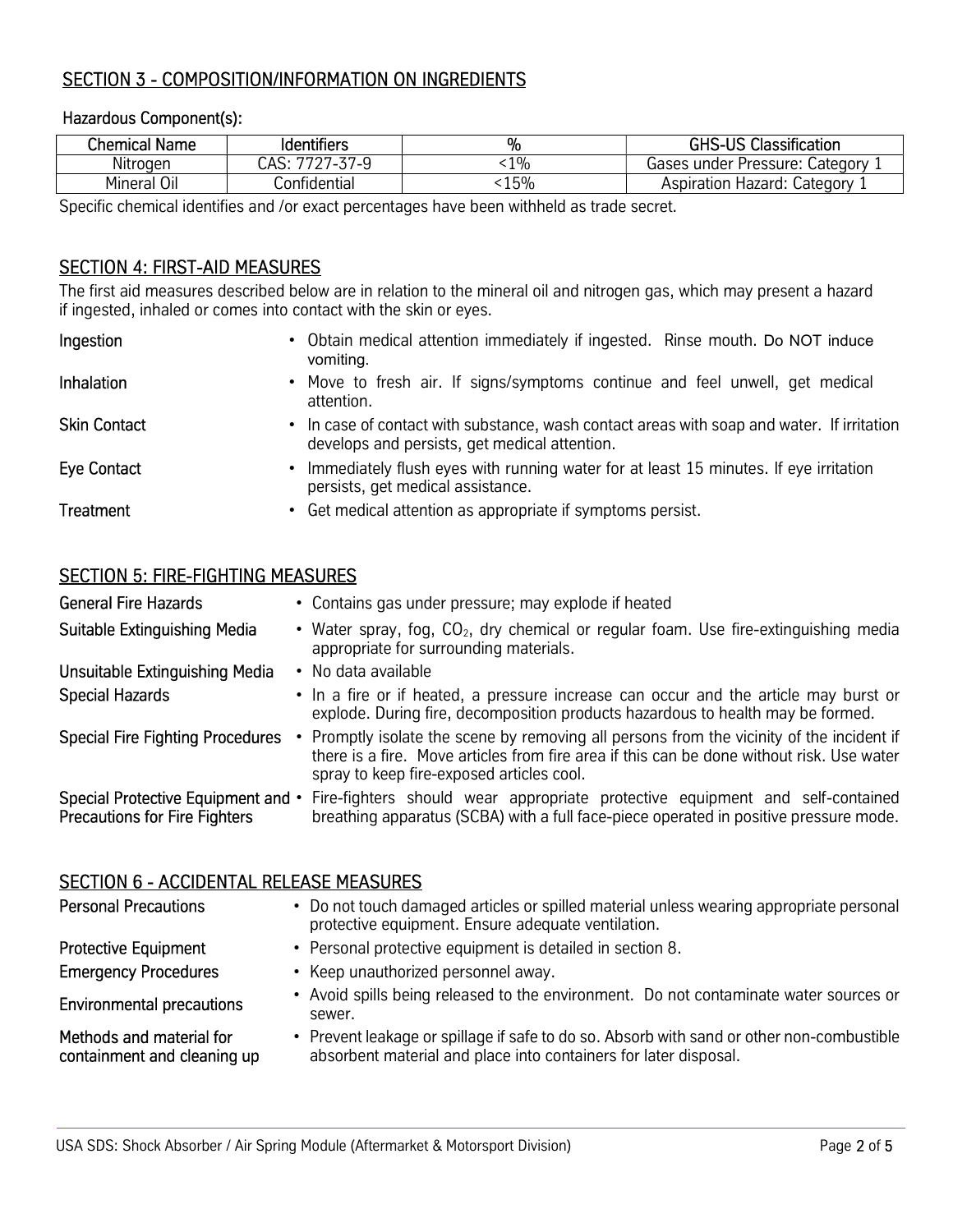## SECTION 3 - COMPOSITION/INFORMATION ON INGREDIENTS

Hazardous Component(s):

| Chemical Name | Identifiers | % | GHS-US Classification |
|---|---|---|---|
| Nitrogen | CAS: 7727-37-9 | <1% | Gases under Pressure: Category 1 |
| Mineral Oil | Confidential | <15% | Aspiration Hazard: Category 1 |

Specific chemical identifies and /or exact percentages have been withheld as trade secret.

## SECTION 4: FIRST-AID MEASURES

The first aid measures described below are in relation to the mineral oil and nitrogen gas, which may present a hazard if ingested, inhaled or comes into contact with the skin or eyes.

**Ingestion**
- Obtain medical attention immediately if ingested. Rinse mouth. Do NOT induce vomiting.

**Inhalation**
- Move to fresh air. If signs/symptoms continue and feel unwell, get medical attention.

**Skin Contact**
- In case of contact with substance, wash contact areas with soap and water. If irritation develops and persists, get medical attention.

**Eye Contact**
- Immediately flush eyes with running water for at least 15 minutes. If eye irritation persists, get medical assistance.

**Treatment**
- Get medical attention as appropriate if symptoms persist.

## SECTION 5: FIRE-FIGHTING MEASURES

**General Fire Hazards**
- Contains gas under pressure; may explode if heated

**Suitable Extinguishing Media**
- Water spray, fog, $CO_2$, dry chemical or regular foam. Use fire-extinguishing media appropriate for surrounding materials.

**Unsuitable Extinguishing Media**
- No data available

**Special Hazards**
- In a fire or if heated, a pressure increase can occur and the article may burst or explode. During fire, decomposition products hazardous to health may be formed.

**Special Fire Fighting Procedures**
- Promptly isolate the scene by removing all persons from the vicinity of the incident if there is a fire. Move articles from fire area if this can be done without risk. Use water spray to keep fire-exposed articles cool.

**Special Protective Equipment and Precautions for Fire Fighters**
- Fire-fighters should wear appropriate protective equipment and self-contained breathing apparatus (SCBA) with a full face-piece operated in positive pressure mode.

## SECTION 6 - ACCIDENTAL RELEASE MEASURES

**Personal Precautions**
- Do not touch damaged articles or spilled material unless wearing appropriate personal protective equipment. Ensure adequate ventilation.

**Protective Equipment**
- Personal protective equipment is detailed in section 8.

**Emergency Procedures**
- Keep unauthorized personnel away.

**Environmental precautions**
- Avoid spills being released to the environment. Do not contaminate water sources or sewer.

**Methods and material for containment and cleaning up**
- Prevent leakage or spillage if safe to do so. Absorb with sand or other non-combustible absorbent material and place into containers for later disposal.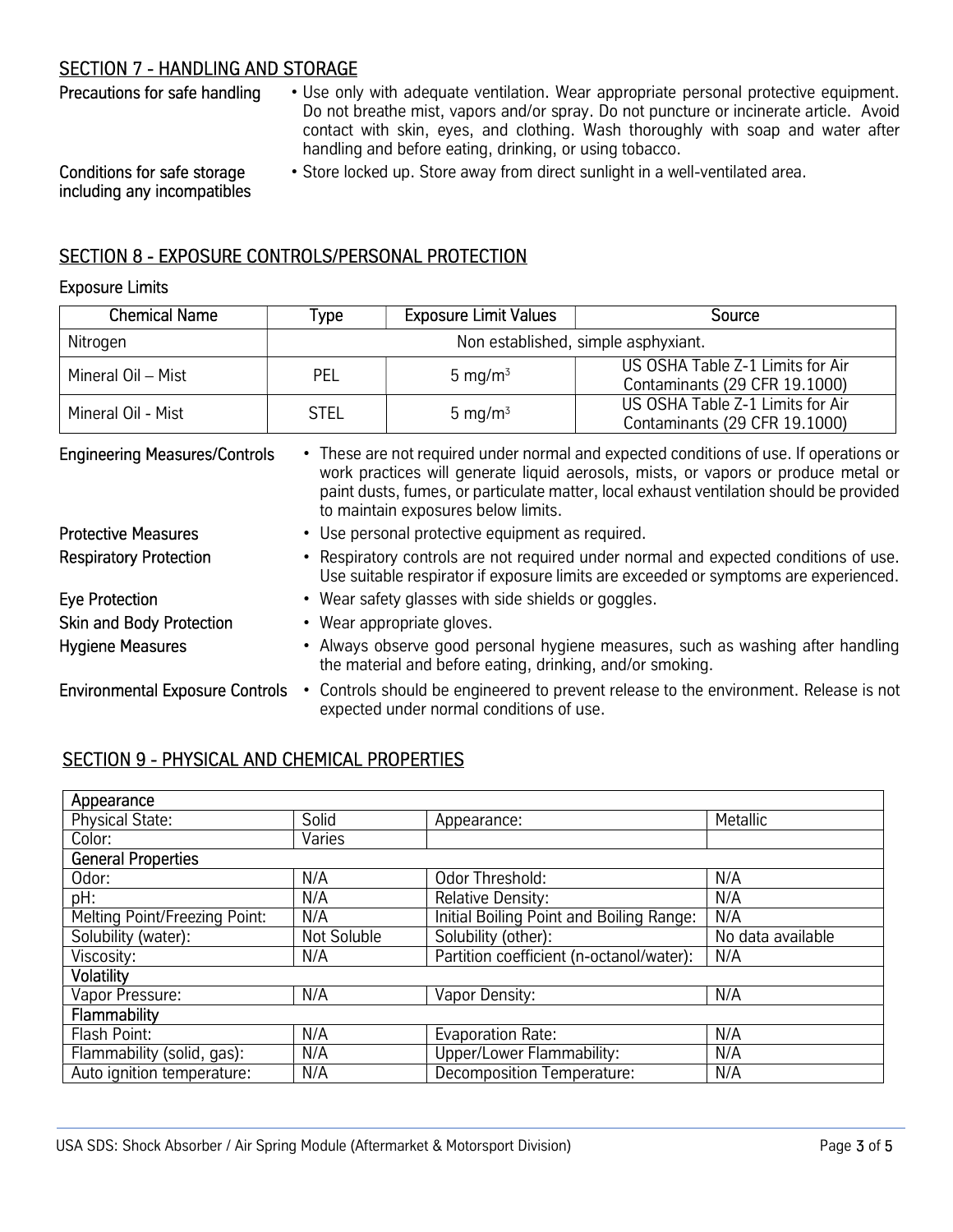## SECTION 7 - HANDLING AND STORAGE

**Precautions for safe handling**

- Use only with adequate ventilation. Wear appropriate personal protective equipment. Do not breathe mist, vapors and/or spray. Do not puncture or incinerate article. Avoid contact with skin, eyes, and clothing. Wash thoroughly with soap and water after handling and before eating, drinking, or using tobacco.

**Conditions for safe storage including any incompatibles**

- Store locked up. Store away from direct sunlight in a well-ventilated area.

## SECTION 8 - EXPOSURE CONTROLS/PERSONAL PROTECTION

### Exposure Limits

| Chemical Name | Type | Exposure Limit Values | Source |
|---|---|---|---|
| Nitrogen | Non established, simple asphyxiant. | | |
| Mineral Oil – Mist | PEL | 5 mg/m$^3$ | US OSHA Table Z-1 Limits for Air Contaminants (29 CFR 19.1000) |
| Mineral Oil - Mist | STEL | 5 mg/m$^3$ | US OSHA Table Z-1 Limits for Air Contaminants (29 CFR 19.1000) |

**Engineering Measures/Controls**

- These are not required under normal and expected conditions of use. If operations or work practices will generate liquid aerosols, mists, or vapors or produce metal or paint dusts, fumes, or particulate matter, local exhaust ventilation should be provided to maintain exposures below limits.

**Protective Measures**

- Use personal protective equipment as required.

**Respiratory Protection**

- Respiratory controls are not required under normal and expected conditions of use. Use suitable respirator if exposure limits are exceeded or symptoms are experienced.

**Eye Protection**

- Wear safety glasses with side shields or goggles.

**Skin and Body Protection**

- Wear appropriate gloves.

**Hygiene Measures**

- Always observe good personal hygiene measures, such as washing after handling the material and before eating, drinking, and/or smoking.

**Environmental Exposure Controls**

- Controls should be engineered to prevent release to the environment. Release is not expected under normal conditions of use.

## SECTION 9 - PHYSICAL AND CHEMICAL PROPERTIES

| Appearance | | | |
|---|---|---|---|
| Physical State: | Solid | Appearance: | Metallic |
| Color: | Varies | | |
| **General Properties** | | | |
| Odor: | N/A | Odor Threshold: | N/A |
| pH: | N/A | Relative Density: | N/A |
| Melting Point/Freezing Point: | N/A | Initial Boiling Point and Boiling Range: | N/A |
| Solubility (water): | Not Soluble | Solubility (other): | No data available |
| Viscosity: | N/A | Partition coefficient (n-octanol/water): | N/A |
| **Volatility** | | | |
| Vapor Pressure: | N/A | Vapor Density: | N/A |
| **Flammability** | | | |
| Flash Point: | N/A | Evaporation Rate: | N/A |
| Flammability (solid, gas): | N/A | Upper/Lower Flammability: | N/A |
| Auto ignition temperature: | N/A | Decomposition Temperature: | N/A |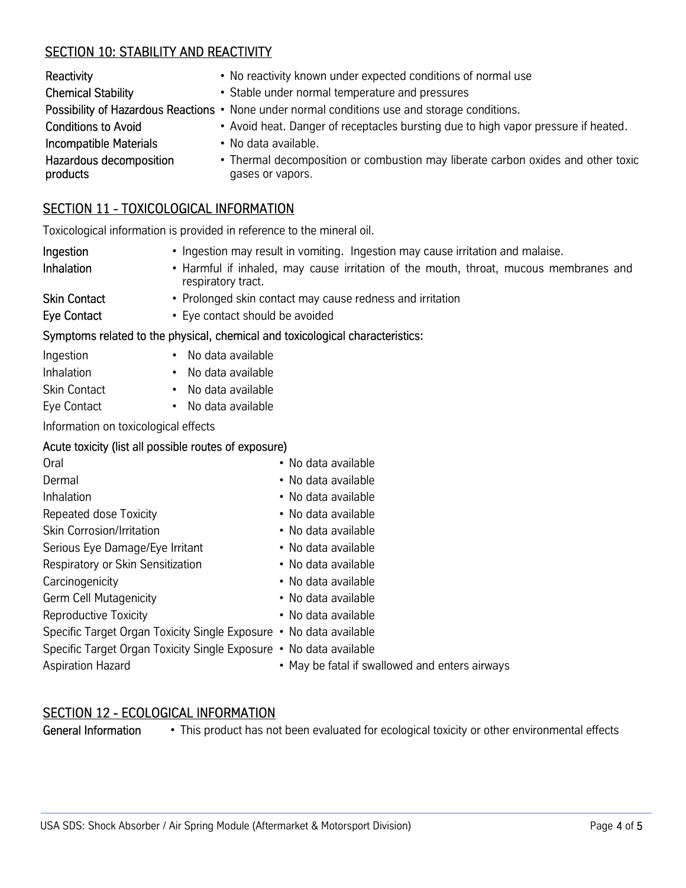## SECTION 10: STABILITY AND REACTIVITY

| | |
|---|---|
| **Reactivity** | • No reactivity known under expected conditions of normal use |
| **Chemical Stability** | • Stable under normal temperature and pressures |
| **Possibility of Hazardous Reactions** | • None under normal conditions use and storage conditions. |
| **Conditions to Avoid** | • Avoid heat. Danger of receptacles bursting due to high vapor pressure if heated. |
| **Incompatible Materials** | • No data available. |
| **Hazardous decomposition products** | • Thermal decomposition or combustion may liberate carbon oxides and other toxic gases or vapors. |

## SECTION 11 - TOXICOLOGICAL INFORMATION

Toxicological information is provided in reference to the mineral oil.

| | |
|---|---|
| **Ingestion** | • Ingestion may result in vomiting. Ingestion may cause irritation and malaise. |
| **Inhalation** | • Harmful if inhaled, may cause irritation of the mouth, throat, mucous membranes and respiratory tract. |
| **Skin Contact** | • Prolonged skin contact may cause redness and irritation |
| **Eye Contact** | • Eye contact should be avoided |

**Symptoms related to the physical, chemical and toxicological characteristics:**

| | |
|---|---|
| Ingestion | • No data available |
| Inhalation | • No data available |
| Skin Contact | • No data available |
| Eye Contact | • No data available |

Information on toxicological effects

**Acute toxicity (list all possible routes of exposure)**

| | |
|---|---|
| Oral | • No data available |
| Dermal | • No data available |
| Inhalation | • No data available |
| Repeated dose Toxicity | • No data available |
| Skin Corrosion/Irritation | • No data available |
| Serious Eye Damage/Eye Irritant | • No data available |
| Respiratory or Skin Sensitization | • No data available |
| Carcinogenicity | • No data available |
| Germ Cell Mutagenicity | • No data available |
| Reproductive Toxicity | • No data available |
| Specific Target Organ Toxicity Single Exposure | • No data available |
| Specific Target Organ Toxicity Single Exposure | • No data available |
| Aspiration Hazard | • May be fatal if swallowed and enters airways |

## SECTION 12 - ECOLOGICAL INFORMATION

**General Information** • This product has not been evaluated for ecological toxicity or other environmental effects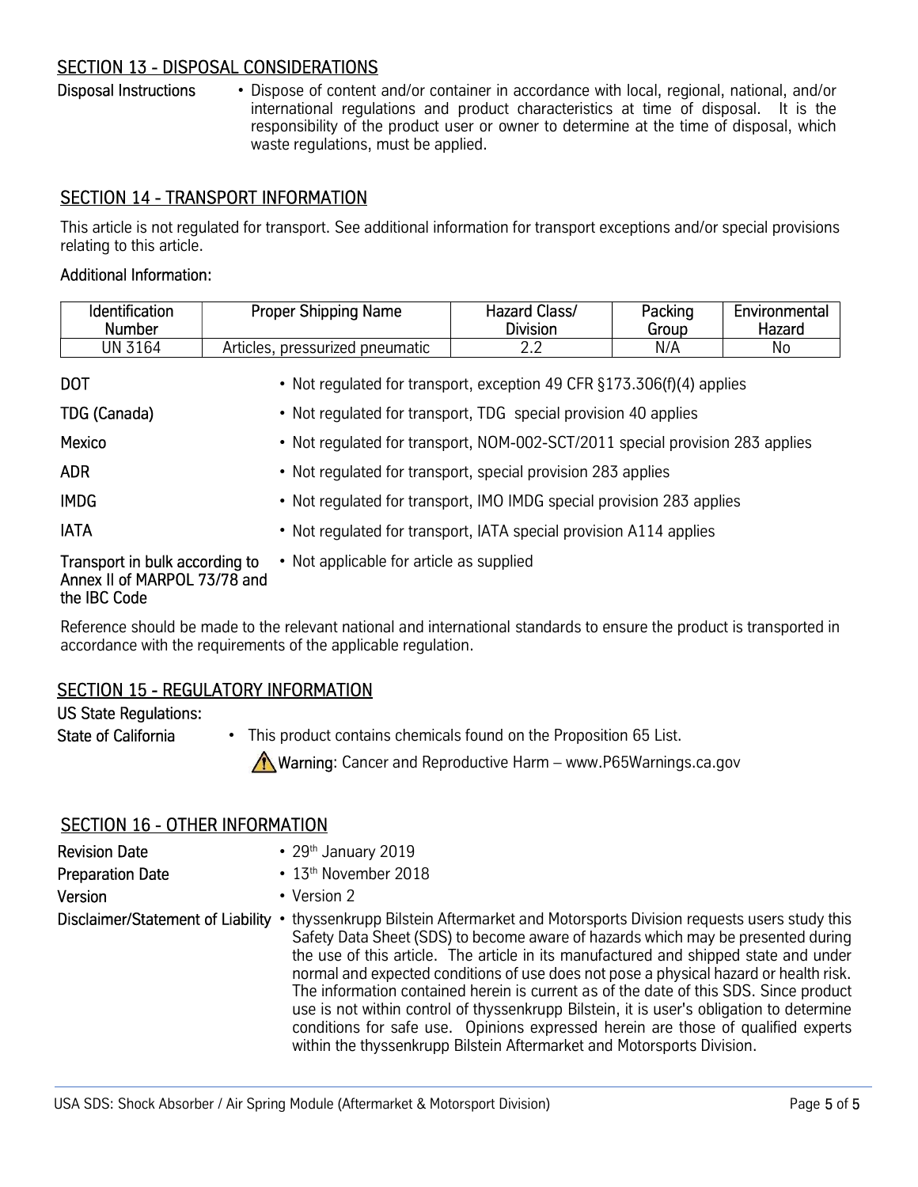## SECTION 13 - DISPOSAL CONSIDERATIONS

**Disposal Instructions**

- Dispose of content and/or container in accordance with local, regional, national, and/or international regulations and product characteristics at time of disposal. It is the responsibility of the product user or owner to determine at the time of disposal, which waste regulations, must be applied.

## SECTION 14 - TRANSPORT INFORMATION

This article is not regulated for transport. See additional information for transport exceptions and/or special provisions relating to this article.

**Additional Information:**

| Identification Number | Proper Shipping Name | Hazard Class/ Division | Packing Group | Environmental Hazard |
|---|---|---|---|---|
| UN 3164 | Articles, pressurized pneumatic | 2.2 | N/A | No |

**DOT**
- Not regulated for transport, exception 49 CFR §173.306(f)(4) applies

**TDG (Canada)**
- Not regulated for transport, TDG special provision 40 applies

**Mexico**
- Not regulated for transport, NOM-002-SCT/2011 special provision 283 applies

**ADR**
- Not regulated for transport, special provision 283 applies

**IMDG**
- Not regulated for transport, IMO IMDG special provision 283 applies

**IATA**
- Not regulated for transport, IATA special provision A114 applies

**Transport in bulk according to Annex II of MARPOL 73/78 and the IBC Code**
- Not applicable for article as supplied

Reference should be made to the relevant national and international standards to ensure the product is transported in accordance with the requirements of the applicable regulation.

## SECTION 15 - REGULATORY INFORMATION

**US State Regulations:**

**State of California**
- This product contains chemicals found on the Proposition 65 List.

**Warning**: Cancer and Reproductive Harm – www.P65Warnings.ca.gov

## SECTION 16 - OTHER INFORMATION

**Revision Date**
- 29th January 2019

**Preparation Date**
- 13th November 2018

**Version**
- Version 2

**Disclaimer/Statement of Liability**
- thyssenkrupp Bilstein Aftermarket and Motorsports Division requests users study this Safety Data Sheet (SDS) to become aware of hazards which may be presented during the use of this article. The article in its manufactured and shipped state and under normal and expected conditions of use does not pose a physical hazard or health risk. The information contained herein is current as of the date of this SDS. Since product use is not within control of thyssenkrupp Bilstein, it is user's obligation to determine conditions for safe use. Opinions expressed herein are those of qualified experts within the thyssenkrupp Bilstein Aftermarket and Motorsports Division.